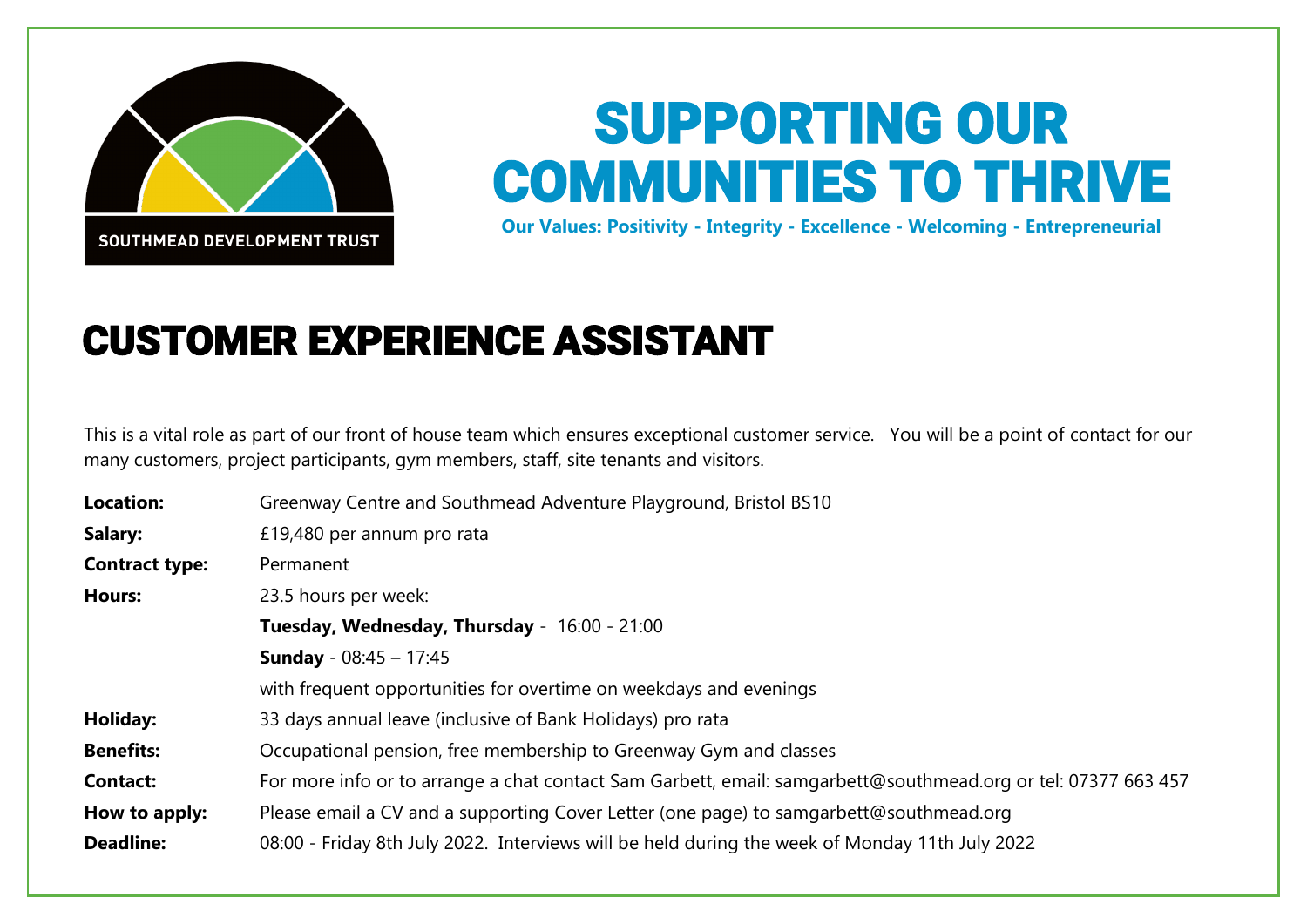SOUTHMEAD DEVELOPMENT TRUST

# SUPPORTING OUR COMMUNITIES TO THRIVE

**Our Values: Positivity - Integrity - Excellence - Welcoming - Entrepreneurial**

# CUSTOMER EXPERIENCE ASSISTANT

This is a vital role as part of our front of house team which ensures exceptional customer service. You will be a point of contact for our many customers, project participants, gym members, staff, site tenants and visitors.

| | |
|---|---|
| **Location:** | Greenway Centre and Southmead Adventure Playground, Bristol BS10 |
| **Salary:** | £19,480 per annum pro rata |
| **Contract type:** | Permanent |
| **Hours:** | 23.5 hours per week: |
| | **Tuesday, Wednesday, Thursday** - 16:00 - 21:00 |
| | **Sunday** - 08:45 – 17:45 |
| | with frequent opportunities for overtime on weekdays and evenings |
| **Holiday:** | 33 days annual leave (inclusive of Bank Holidays) pro rata |
| **Benefits:** | Occupational pension, free membership to Greenway Gym and classes |
| **Contact:** | For more info or to arrange a chat contact Sam Garbett, email: samgarbett@southmead.org or tel: 07377 663 457 |
| **How to apply:** | Please email a CV and a supporting Cover Letter (one page) to samgarbett@southmead.org |
| **Deadline:** | 08:00 - Friday 8th July 2022. Interviews will be held during the week of Monday 11th July 2022 |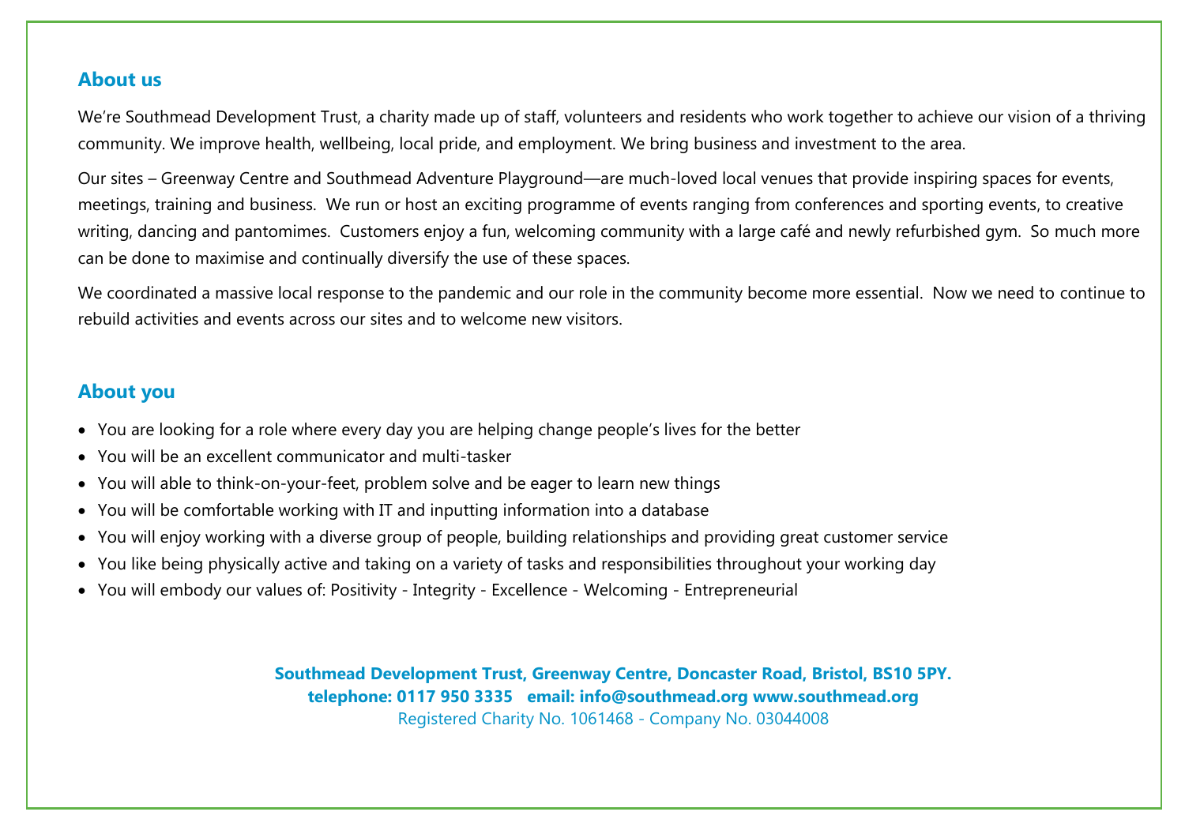## About us

We're Southmead Development Trust, a charity made up of staff, volunteers and residents who work together to achieve our vision of a thriving community. We improve health, wellbeing, local pride, and employment. We bring business and investment to the area.

Our sites – Greenway Centre and Southmead Adventure Playground—are much-loved local venues that provide inspiring spaces for events, meetings, training and business. We run or host an exciting programme of events ranging from conferences and sporting events, to creative writing, dancing and pantomimes. Customers enjoy a fun, welcoming community with a large café and newly refurbished gym. So much more can be done to maximise and continually diversify the use of these spaces.

We coordinated a massive local response to the pandemic and our role in the community become more essential. Now we need to continue to rebuild activities and events across our sites and to welcome new visitors.

## About you

- You are looking for a role where every day you are helping change people's lives for the better
- You will be an excellent communicator and multi-tasker
- You will able to think-on-your-feet, problem solve and be eager to learn new things
- You will be comfortable working with IT and inputting information into a database
- You will enjoy working with a diverse group of people, building relationships and providing great customer service
- You like being physically active and taking on a variety of tasks and responsibilities throughout your working day
- You will embody our values of: Positivity - Integrity - Excellence - Welcoming - Entrepreneurial

**Southmead Development Trust, Greenway Centre, Doncaster Road, Bristol, BS10 5PY.**
**telephone: 0117 950 3335 email: info@southmead.org www.southmead.org**
Registered Charity No. 1061468 - Company No. 03044008